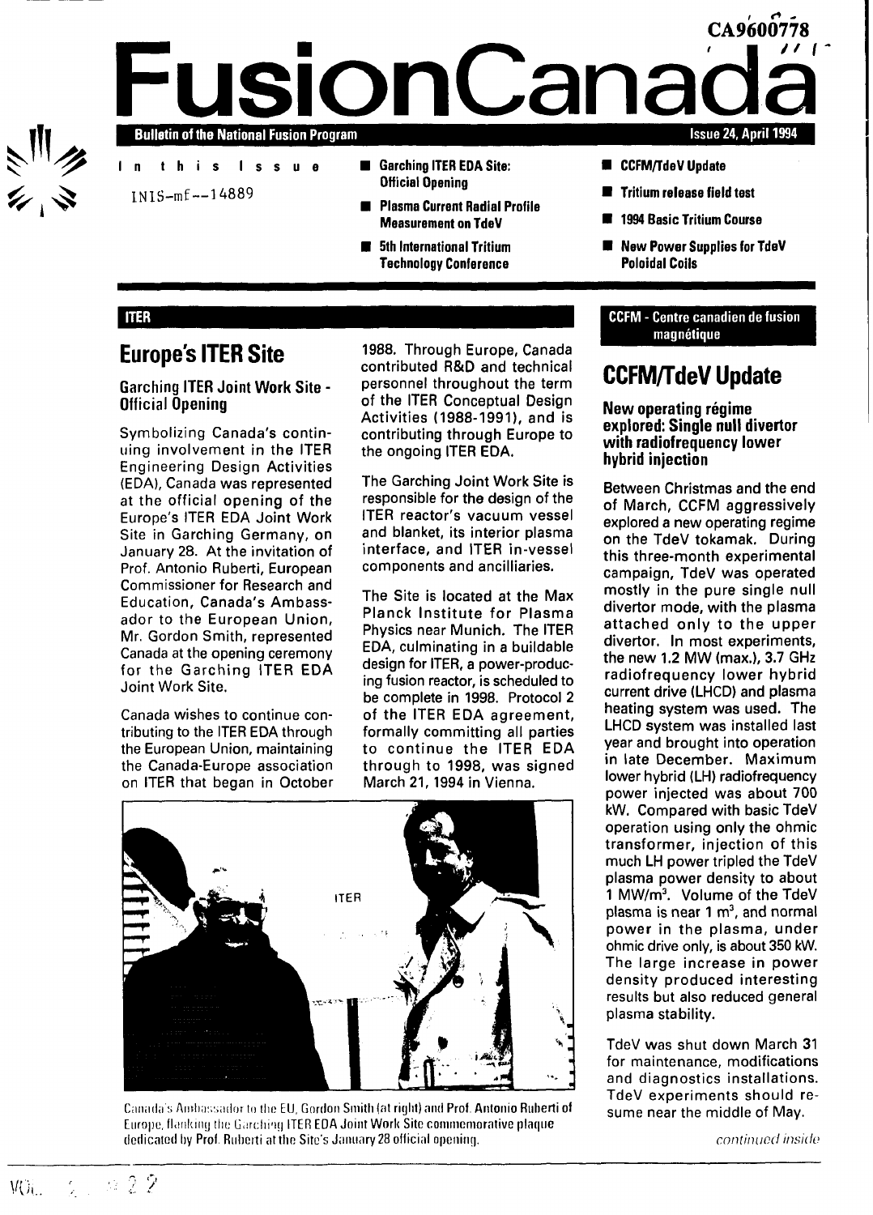CA9600778

# FusionCanada

**Bulletin of the National Fusion Program** — Issue 24, April 1994

In this Issue

INIS-mf--14889

- Garching ITER EDA Site: Official Opening
- Plasma Current Radial Profile Measurement on TdeV
- 5th International Tritium Technology Conference
- CCFM/TdeV Update
- Tritium release field test
- 1994 Basic Tritium Course
- New Power Supplies for TdeV Poloidal Coils

**ITER**

## Europe's ITER Site

### Garching ITER Joint Work Site - Official Opening

Symbolizing Canada's continuing involvement in the ITER Engineering Design Activities (EDA), Canada was represented at the official opening of the Europe's ITER EDA Joint Work Site in Garching Germany, on January 28. At the invitation of Prof. Antonio Ruberti, European Commissioner for Research and Education, Canada's Ambassador to the European Union, Mr. Gordon Smith, represented Canada at the opening ceremony for the Garching ITER EDA Joint Work Site.

Canada wishes to continue contributing to the ITER EDA through the European Union, maintaining the Canada-Europe association on ITER that began in October 1988. Through Europe, Canada contributed R&D and technical personnel throughout the term of the ITER Conceptual Design Activities (1988-1991), and is contributing through Europe to the ongoing ITER EDA.

The Garching Joint Work Site is responsible for the design of the ITER reactor's vacuum vessel and blanket, its interior plasma interface, and ITER in-vessel components and ancillaries.

The Site is located at the Max Planck Institute for Plasma Physics near Munich. The ITER EDA, culminating in a buildable design for ITER, a power-producing fusion reactor, is scheduled to be complete in 1998. Protocol 2 of the ITER EDA agreement, formally committing all parties to continue the ITER EDA through to 1998, was signed March 21, 1994 in Vienna.

Canada's Ambassador to the EU, Gordon Smith (at right) and Prof. Antonio Ruberti of Europe, flanking the Garching ITER EDA Joint Work Site commemorative plaque dedicated by Prof. Ruberti at the Site's January 28 official opening.

**CCFM - Centre canadien de fusion magnétique**

## CCFM/TdeV Update

### New operating régime explored: Single null divertor with radiofrequency lower hybrid injection

Between Christmas and the end of March, CCFM aggressively explored a new operating regime on the TdeV tokamak. During this three-month experimental campaign, TdeV was operated mostly in the pure single null divertor mode, with the plasma attached only to the upper divertor. In most experiments, the new 1.2 MW (max.), 3.7 GHz radiofrequency lower hybrid current drive (LHCD) and plasma heating system was used. The LHCD system was installed last year and brought into operation in late December. Maximum lower hybrid (LH) radiofrequency power injected was about 700 kW. Compared with basic TdeV operation using only the ohmic transformer, injection of this much LH power tripled the TdeV plasma power density to about 1 MW/m$^3$. Volume of the TdeV plasma is near 1 m$^3$, and normal power in the plasma, under ohmic drive only, is about 350 kW. The large increase in power density produced interesting results but also reduced general plasma stability.

TdeV was shut down March 31 for maintenance, modifications and diagnostics installations. TdeV experiments should resume near the middle of May.

*continued inside*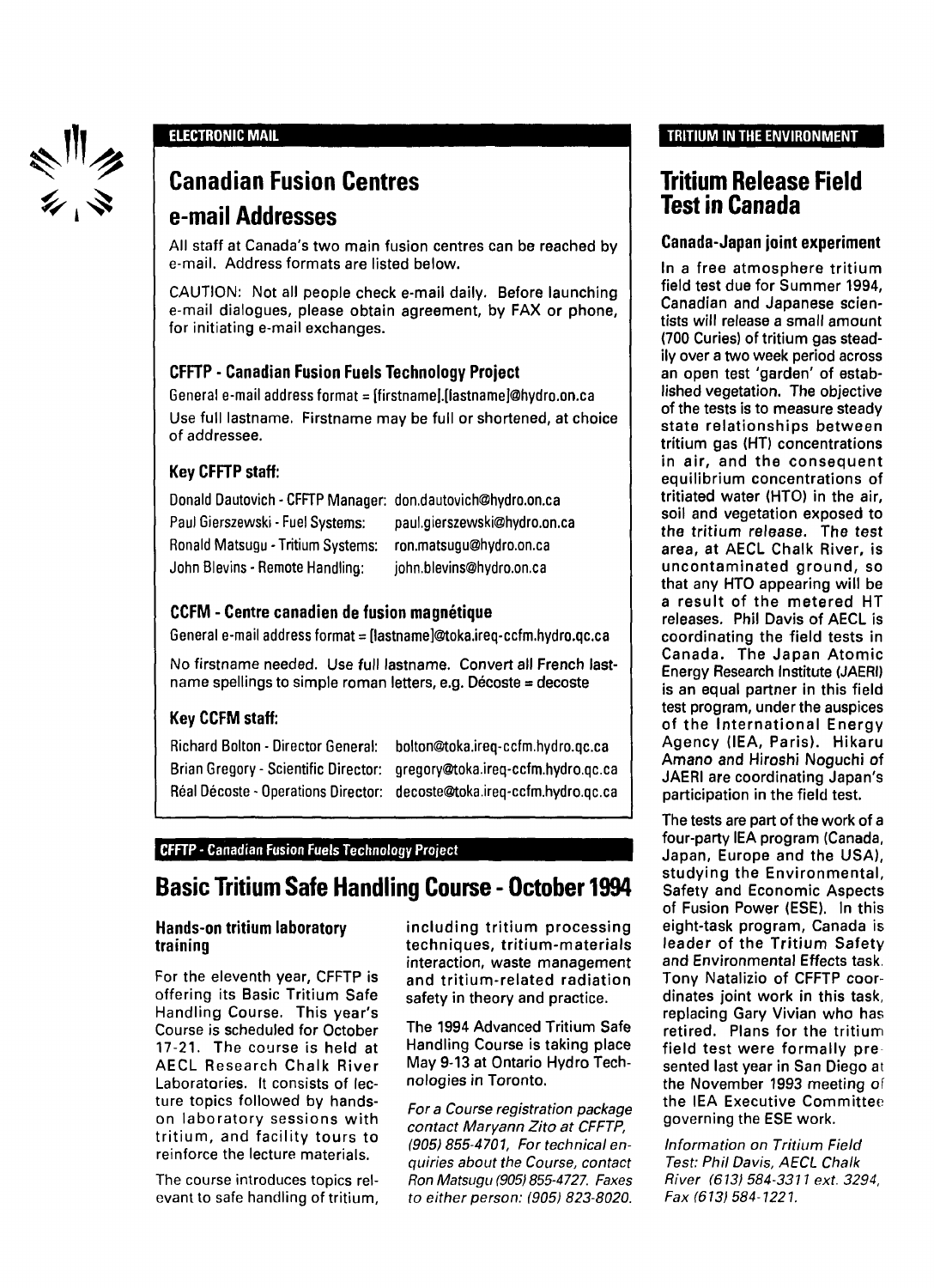ELECTRONIC MAIL

## Canadian Fusion Centres e-mail Addresses

All staff at Canada's two main fusion centres can be reached by e-mail. Address formats are listed below.

CAUTION: Not all people check e-mail daily. Before launching e-mail dialogues, please obtain agreement, by FAX or phone, for initiating e-mail exchanges.

### CFFTP - Canadian Fusion Fuels Technology Project

General e-mail address format = [firstname].[lastname]@hydro.on.ca

Use full lastname. Firstname may be full or shortened, at choice of addressee.

#### Key CFFTP staff:

| | |
|---|---|
| Donald Dautovich - CFFTP Manager: | don.dautovich@hydro.on.ca |
| Paul Gierszewski - Fuel Systems: | paul.gierszewski@hydro.on.ca |
| Ronald Matsugu - Tritium Systems: | ron.matsugu@hydro.on.ca |
| John Blevins - Remote Handling: | john.blevins@hydro.on.ca |

### CCFM - Centre canadien de fusion magnétique

General e-mail address format = [lastname]@toka.ireq-ccfm.hydro.qc.ca

No firstname needed. Use full lastname. Convert all French lastname spellings to simple roman letters, e.g. Décoste = decoste

#### Key CCFM staff:

| | |
|---|---|
| Richard Bolton - Director General: | bolton@toka.ireq-ccfm.hydro.qc.ca |
| Brian Gregory - Scientific Director: | gregory@toka.ireq-ccfm.hydro.qc.ca |
| Réal Décoste - Operations Director: | decoste@toka.ireq-ccfm.hydro.qc.ca |

CFFTP - Canadian Fusion Fuels Technology Project

## Basic Tritium Safe Handling Course - October 1994

### Hands-on tritium laboratory training

For the eleventh year, CFFTP is offering its Basic Tritium Safe Handling Course. This year's Course is scheduled for October 17-21. The course is held at AECL Research Chalk River Laboratories. It consists of lecture topics followed by hands-on laboratory sessions with tritium, and facility tours to reinforce the lecture materials.

The course introduces topics relevant to safe handling of tritium, including tritium processing techniques, tritium-materials interaction, waste management and tritium-related radiation safety in theory and practice.

The 1994 Advanced Tritium Safe Handling Course is taking place May 9-13 at Ontario Hydro Technologies in Toronto.

*For a Course registration package contact Maryann Zito at CFFTP, (905) 855-4701, For technical enquiries about the Course, contact Ron Matsugu (905) 855-4727. Faxes to either person: (905) 823-8020.*

TRITIUM IN THE ENVIRONMENT

## Tritium Release Field Test in Canada

### Canada-Japan joint experiment

In a free atmosphere tritium field test due for Summer 1994, Canadian and Japanese scientists will release a small amount (700 Curies) of tritium gas steadily over a two week period across an open test 'garden' of established vegetation. The objective of the tests is to measure steady state relationships between tritium gas (HT) concentrations in air, and the consequent equilibrium concentrations of tritiated water (HTO) in the air, soil and vegetation exposed to the tritium release. The test area, at AECL Chalk River, is uncontaminated ground, so that any HTO appearing will be a result of the metered HT releases. Phil Davis of AECL is coordinating the field tests in Canada. The Japan Atomic Energy Research Institute (JAERI) is an equal partner in this field test program, under the auspices of the International Energy Agency (IEA, Paris). Hikaru Amano and Hiroshi Noguchi of JAERI are coordinating Japan's participation in the field test.

The tests are part of the work of a four-party IEA program (Canada, Japan, Europe and the USA), studying the Environmental, Safety and Economic Aspects of Fusion Power (ESE). In this eight-task program, Canada is leader of the Tritium Safety and Environmental Effects task. Tony Natalizio of CFFTP coordinates joint work in this task, replacing Gary Vivian who has retired. Plans for the tritium field test were formally presented last year in San Diego at the November 1993 meeting of the IEA Executive Committee governing the ESE work.

*Information on Tritium Field Test: Phil Davis, AECL Chalk River (613) 584-3311 ext. 3294, Fax (613) 584-1221.*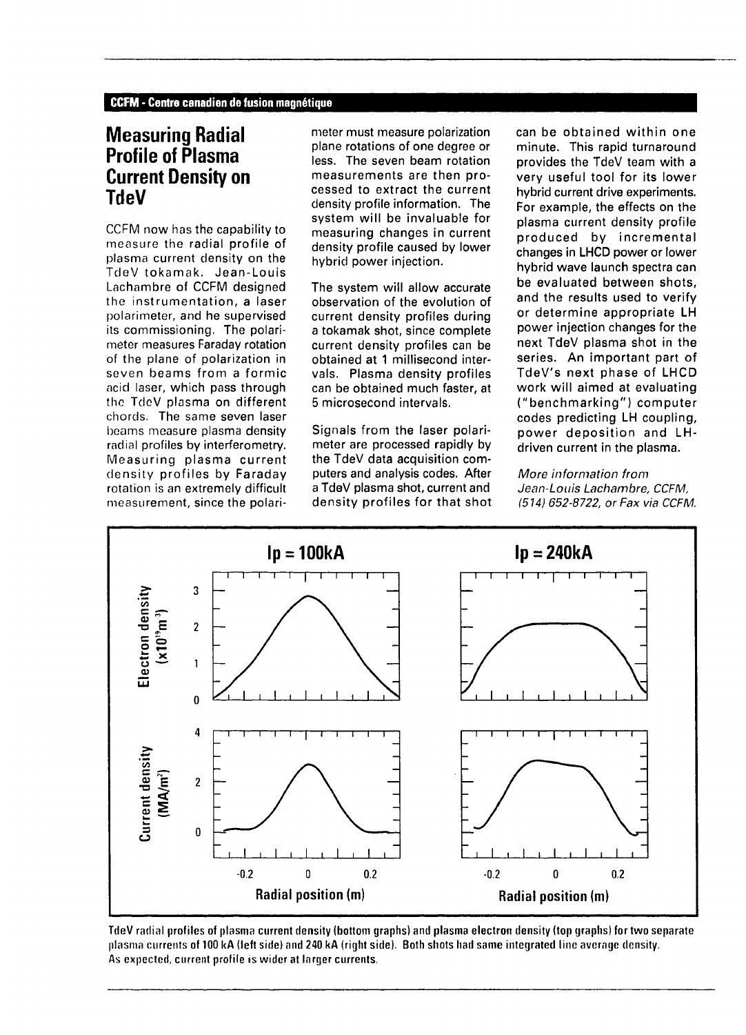CCFM - Centre canadien de fusion magnétique

# Measuring Radial Profile of Plasma Current Density on TdeV

CCFM now has the capability to measure the radial profile of plasma current density on the TdeV tokamak. Jean-Louis Lachambre of CCFM designed the instrumentation, a laser polarimeter, and he supervised its commissioning. The polarimeter measures Faraday rotation of the plane of polarization in seven beams from a formic acid laser, which pass through the TdeV plasma on different chords. The same seven laser beams measure plasma density radial profiles by interferometry. Measuring plasma current density profiles by Faraday rotation is an extremely difficult measurement, since the polarimeter must measure polarization plane rotations of one degree or less. The seven beam rotation measurements are then processed to extract the current density profile information. The system will be invaluable for measuring changes in current density profile caused by lower hybrid power injection.

The system will allow accurate observation of the evolution of current density profiles during a tokamak shot, since complete current density profiles can be obtained at 1 millisecond intervals. Plasma density profiles can be obtained much faster, at 5 microsecond intervals.

Signals from the laser polarimeter are processed rapidly by the TdeV data acquisition computers and analysis codes. After a TdeV plasma shot, current and density profiles for that shot can be obtained within one minute. This rapid turnaround provides the TdeV team with a very useful tool for its lower hybrid current drive experiments. For example, the effects on the plasma current density profile produced by incremental changes in LHCD power or lower hybrid wave launch spectra can be evaluated between shots, and the results used to verify or determine appropriate LH power injection changes for the next TdeV plasma shot in the series. An important part of TdeV's next phase of LHCD work will aimed at evaluating ("benchmarking") computer codes predicting LH coupling, power deposition and LH-driven current in the plasma.

*More information from Jean-Louis Lachambre, CCFM, (514) 652-8722, or Fax via CCFM.*

TdeV radial profiles of plasma current density (bottom graphs) and plasma electron density (top graphs) for two separate plasma currents of 100 kA (left side) and 240 kA (right side). Both shots had same integrated line average density. As expected, current profile is wider at larger currents.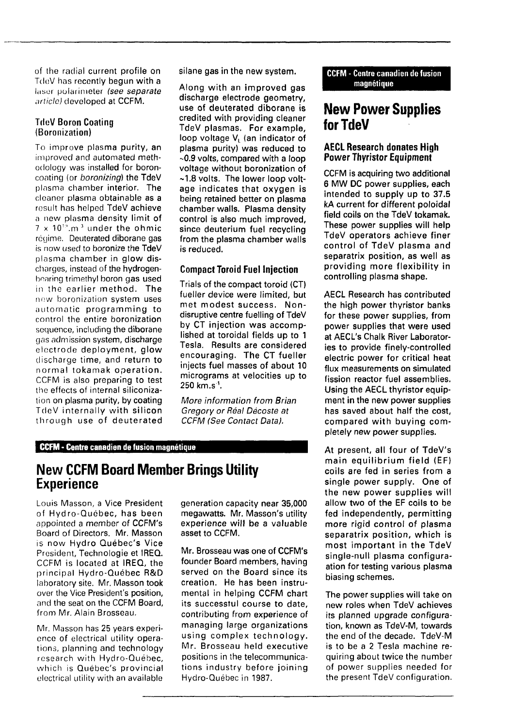of the radial current profile on TdeV has recently begun with a laser polarimeter *(see separate article)* developed at CCFM.

### TdeV Boron Coating (Boronization)

To improve plasma purity, an improved and automated methodology was installed for boron-coating (or *boronizing*) the TdeV plasma chamber interior. The cleaner plasma obtainable as a result has helped TdeV achieve a new plasma density limit of $7 \times 10^{19}.m^{-3}$ under the ohmic régime. Deuterated diborane gas is now used to boronize the TdeV plasma chamber in glow discharges, instead of the hydrogen-bearing trimethyl boron gas used in the earlier method. The new boronization system uses automatic programming to control the entire boronization sequence, including the diborane gas admission system, discharge electrode deployment, glow discharge time, and return to normal tokamak operation. CCFM is also preparing to test the effects of internal siliconization on plasma purity, by coating TdeV internally with silicon through use of deuterated silane gas in the new system.

Along with an improved gas discharge electrode geometry, use of deuterated diborane is credited with providing cleaner TdeV plasmas. For example, loop voltage $V_L$ (an indicator of plasma purity) was reduced to ~0.9 volts, compared with a loop voltage without boronization of ~1.8 volts. The lower loop voltage indicates that oxygen is being retained better on plasma chamber walls. Plasma density control is also much improved, since deuterium fuel recycling from the plasma chamber walls is reduced.

### Compact Toroid Fuel Injection

Trials of the compact toroid (CT) fueller device were limited, but met modest success. Non-disruptive centre fuelling of TdeV by CT injection was accomplished at toroidal fields up to 1 Tesla. Results are considered encouraging. The CT fueller injects fuel masses of about 10 micrograms at velocities up to 250 $km.s^{-1}$.

*More information from Brian Gregory or Réal Décoste at CCFM (See Contact Data).*

**CCFM - Centre canadien de fusion magnétique**

## New CCFM Board Member Brings Utility Experience

Louis Masson, a Vice President of Hydro-Québec, has been appointed a member of CCFM's Board of Directors. Mr. Masson is now Hydro Québec's Vice President, Technologie et IREQ. CCFM is located at IREQ, the principal Hydro-Québec R&D laboratory site. Mr. Masson took over the Vice President's position, and the seat on the CCFM Board, from Mr. Alain Brosseau.

Mr. Masson has 25 years experience of electrical utility operations, planning and technology research with Hydro-Québec, which is Québec's provincial electrical utility with an available generation capacity near 35,000 megawatts. Mr. Masson's utility experience will be a valuable asset to CCFM.

Mr. Brosseau was one of CCFM's founder Board members, having served on the Board since its creation. He has been instrumental in helping CCFM chart its successful course to date, contributing from experience of managing large organizations using complex technology. Mr. Brosseau held executive positions in the telecommunications industry before joining Hydro-Québec in 1987.

**CCFM - Centre canadien de fusion magnétique**

## New Power Supplies for TdeV

### AECL Research donates High Power Thyristor Equipment

CCFM is acquiring two additional 6 MW DC power supplies, each intended to supply up to 37.5 kA current for different poloidal field coils on the TdeV tokamak. These power supplies will help TdeV operators achieve finer control of TdeV plasma and separatrix position, as well as providing more flexibility in controlling plasma shape.

AECL Research has contributed the high power thyristor banks for these power supplies, from power supplies that were used at AECL's Chalk River Laboratories to provide finely-controlled electric power for critical heat flux measurements on simulated fission reactor fuel assemblies. Using the AECL thyristor equipment in the new power supplies has saved about half the cost, compared with buying completely new power supplies.

At present, all four of TdeV's main equilibrium field (EF) coils are fed in series from a single power supply. One of the new power supplies will allow two of the EF coils to be fed independently, permitting more rigid control of plasma separatrix position, which is most important in the TdeV single-null plasma configuration for testing various plasma biasing schemes.

The power supplies will take on new roles when TdeV achieves its planned upgrade configuration, known as TdeV-M, towards the end of the decade. TdeV-M is to be a 2 Tesla machine requiring about twice the number of power supplies needed for the present TdeV configuration.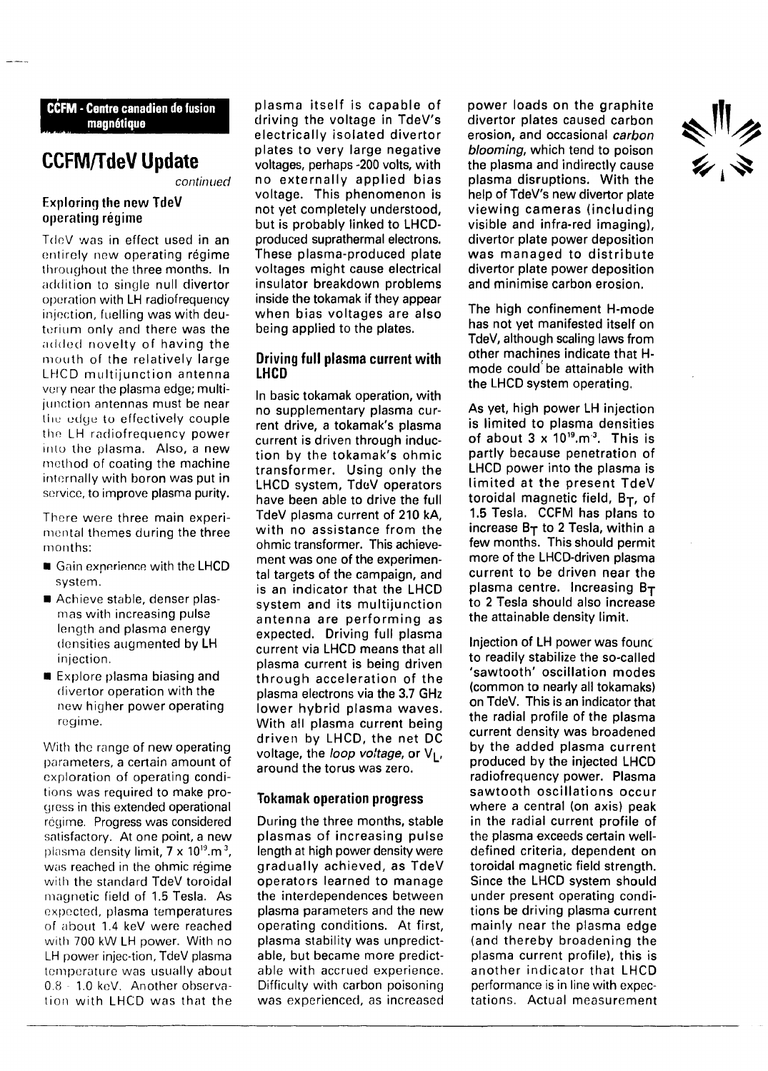**CCFM - Centre canadien de fusion magnétique**

# CCFM/TdeV Update

*continued*

### Exploring the new TdeV operating régime

TdeV was in effect used in an entirely new operating régime throughout the three months. In addition to single null divertor operation with LH radiofrequency injection, fuelling was with deuterium only and there was the added novelty of having the mouth of the relatively large LHCD multijunction antenna very near the plasma edge; multijunction antennas must be near the edge to effectively couple the LH radiofrequency power into the plasma. Also, a new method of coating the machine internally with boron was put in service, to improve plasma purity.

There were three main experimental themes during the three months:

- Gain experience with the LHCD system.
- Achieve stable, denser plasmas with increasing pulse length and plasma energy densities augmented by LH injection.
- Explore plasma biasing and divertor operation with the new higher power operating regime.

With the range of new operating parameters, a certain amount of exploration of operating conditions was required to make progress in this extended operational régime. Progress was considered satisfactory. At one point, a new plasma density limit, $7 \times 10^{19}.m^{-3}$, was reached in the ohmic régime with the standard TdeV toroidal magnetic field of 1.5 Tesla. As expected, plasma temperatures of about 1.4 keV were reached with 700 kW LH power. With no LH power injec-tion, TdeV plasma temperature was usually about 0.8 - 1.0 keV. Another observation with LHCD was that the plasma itself is capable of driving the voltage in TdeV's electrically isolated divertor plates to very large negative voltages, perhaps -200 volts, with no externally applied bias voltage. This phenomenon is not yet completely understood, but is probably linked to LHCD-produced suprathermal electrons. These plasma-produced plate voltages might cause electrical insulator breakdown problems inside the tokamak if they appear when bias voltages are also being applied to the plates.

### Driving full plasma current with LHCD

In basic tokamak operation, with no supplementary plasma current drive, a tokamak's plasma current is driven through induction by the tokamak's ohmic transformer. Using only the LHCD system, TdeV operators have been able to drive the full TdeV plasma current of 210 kA, with no assistance from the ohmic transformer. This achievement was one of the experimental targets of the campaign, and is an indicator that the LHCD system and its multijunction antenna are performing as expected. Driving full plasma current via LHCD means that all plasma current is being driven through acceleration of the plasma electrons via the 3.7 GHz lower hybrid plasma waves. With all plasma current being driven by LHCD, the net DC voltage, the *loop voltage*, or $V_L$, around the torus was zero.

### Tokamak operation progress

During the three months, stable plasmas of increasing pulse length at high power density were gradually achieved, as TdeV operators learned to manage the interdependences between plasma parameters and the new operating conditions. At first, plasma stability was unpredictable, but became more predictable with accrued experience. Difficulty with carbon poisoning was experienced, as increased power loads on the graphite divertor plates caused carbon erosion, and occasional *carbon blooming*, which tend to poison the plasma and indirectly cause plasma disruptions. With the help of TdeV's new divertor plate viewing cameras (including visible and infra-red imaging), divertor plate power deposition was managed to distribute divertor plate power deposition and minimise carbon erosion.

The high confinement H-mode has not yet manifested itself on TdeV, although scaling laws from other machines indicate that H-mode could be attainable with the LHCD system operating.

As yet, high power LH injection is limited to plasma densities of about $3 \times 10^{19}.m^{-3}$. This is partly because penetration of LHCD power into the plasma is limited at the present TdeV toroidal magnetic field, $B_T$, of 1.5 Tesla. CCFM has plans to increase $B_T$ to 2 Tesla, within a few months. This should permit more of the LHCD-driven plasma current to be driven near the plasma centre. Increasing $B_T$ to 2 Tesla should also increase the attainable density limit.

Injection of LH power was found to readily stabilize the so-called 'sawtooth' oscillation modes (common to nearly all tokamaks) on TdeV. This is an indicator that the radial profile of the plasma current density was broadened by the added plasma current produced by the injected LHCD radiofrequency power. Plasma sawtooth oscillations occur where a central (on axis) peak in the radial current profile of the plasma exceeds certain well-defined criteria, dependent on toroidal magnetic field strength. Since the LHCD system should under present operating conditions be driving plasma current mainly near the plasma edge (and thereby broadening the plasma current profile), this is another indicator that LHCD performance is in line with expectations. Actual measurement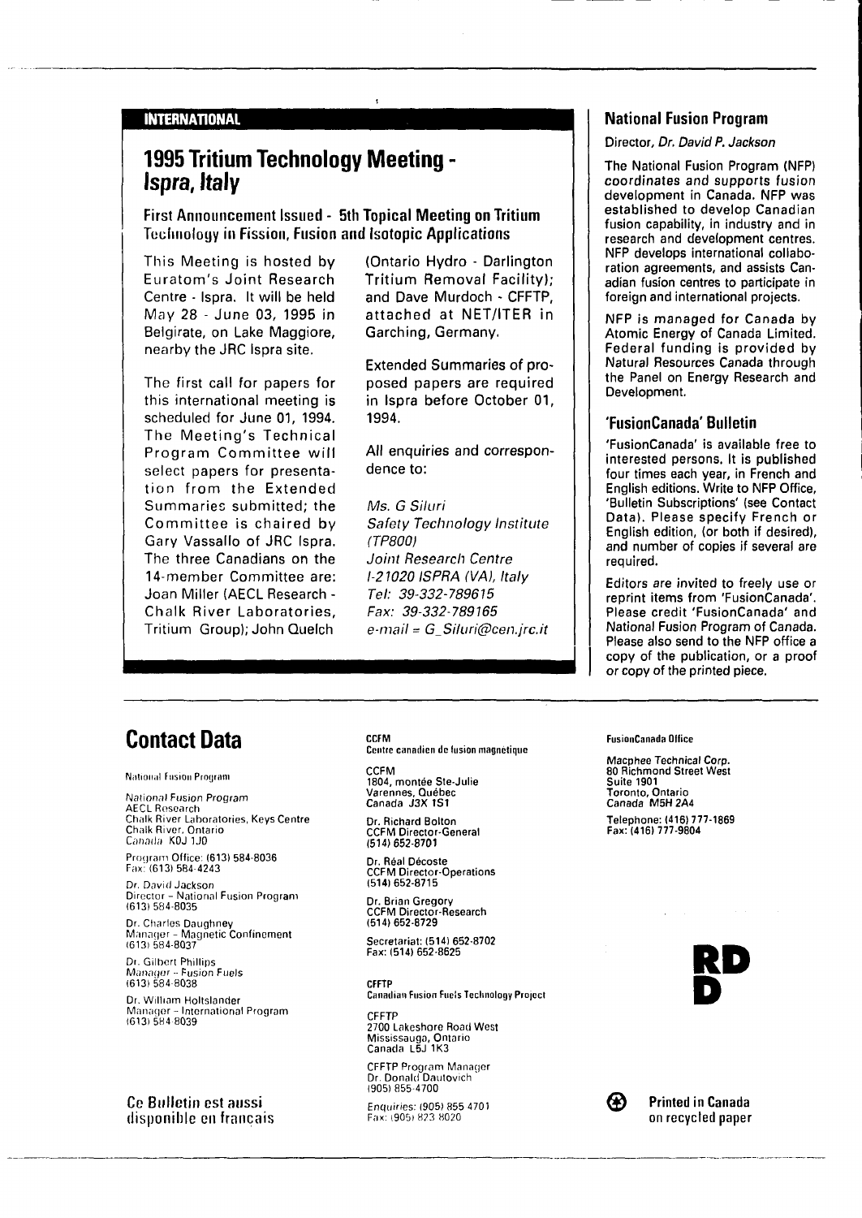INTERNATIONAL

## 1995 Tritium Technology Meeting - Ispra, Italy

### First Announcement Issued - 5th Topical Meeting on Tritium Technology in Fission, Fusion and Isotopic Applications

This Meeting is hosted by Euratom's Joint Research Centre - Ispra. It will be held May 28 - June 03, 1995 in Belgirate, on Lake Maggiore, nearby the JRC Ispra site.

The first call for papers for this international meeting is scheduled for June 01, 1994. The Meeting's Technical Program Committee will select papers for presentation from the Extended Summaries submitted; the Committee is chaired by Gary Vassallo of JRC Ispra. The three Canadians on the 14-member Committee are: Joan Miller (AECL Research - Chalk River Laboratories, Tritium Group); John Quelch (Ontario Hydro - Darlington Tritium Removal Facility); and Dave Murdoch - CFFTP, attached at NET/ITER in Garching, Germany.

Extended Summaries of proposed papers are required in Ispra before October 01, 1994.

All enquiries and correspondence to:

*Ms. G Siluri*
*Safety Technology Institute (TP800)*
*Joint Research Centre*
*I-21020 ISPRA (VA), Italy*
*Tel: 39-332-789615*
*Fax: 39-332-789165*
*e-mail = G_Siluri@cen.jrc.it*

## National Fusion Program

Director, *Dr. David P. Jackson*

The National Fusion Program (NFP) coordinates and supports fusion development in Canada. NFP was established to develop Canadian fusion capability, in industry and in research and development centres. NFP develops international collaboration agreements, and assists Canadian fusion centres to participate in foreign and international projects.

NFP is managed for Canada by Atomic Energy of Canada Limited. Federal funding is provided by Natural Resources Canada through the Panel on Energy Research and Development.

### 'FusionCanada' Bulletin

'FusionCanada' is available free to interested persons. It is published four times each year, in French and English editions. Write to NFP Office, 'Bulletin Subscriptions' (see Contact Data). Please specify French or English edition, (or both if desired), and number of copies if several are required.

Editors are invited to freely use or reprint items from 'FusionCanada'. Please credit 'FusionCanada' and National Fusion Program of Canada. Please also send to the NFP office a copy of the publication, or a proof or copy of the printed piece.

## Contact Data

**National Fusion Program**

National Fusion Program
AECL Research
Chalk River Laboratories, Keys Centre
Chalk River, Ontario
Canada K0J 1J0

Program Office: (613) 584-8036
Fax: (613) 584-4243

Dr. David Jackson
Director - National Fusion Program
(613) 584-8035

Dr. Charles Daughney
Manager - Magnetic Confinement
(613) 584-8037

Dr. Gilbert Phillips
Manager - Fusion Fuels
(613) 584-8038

Dr. William Holtslander
Manager - International Program
(613) 584-8039

**CCFM**
Centre canadien de fusion magnétique

CCFM
1804, montée Ste-Julie
Varennes, Québec
Canada J3X 1S1

Dr. Richard Bolton
CCFM Director-General
(514) 652-8701

Dr. Réal Décoste
CCFM Director-Operations
(514) 652-8715

Dr. Brian Gregory
CCFM Director-Research
(514) 652-8729

Secretariat: (514) 652-8702
Fax: (514) 652-8625

**CFFTP**
Canadian Fusion Fuels Technology Project

CFFTP
2700 Lakeshore Road West
Mississauga, Ontario
Canada L5J 1K3

CFFTP Program Manager
Dr. Donald Dautovich
(905) 855-4700

Enquiries: (905) 855 4701
Fax: (905) 823 8020

**FusionCanada Office**

Macphee Technical Corp.
80 Richmond Street West
Suite 1901
Toronto, Ontario
Canada M5H 2A4

Telephone: (416) 777-1869
Fax: (416) 777-9804

Ce Bulletin est aussi disponible en français

Printed in Canada on recycled paper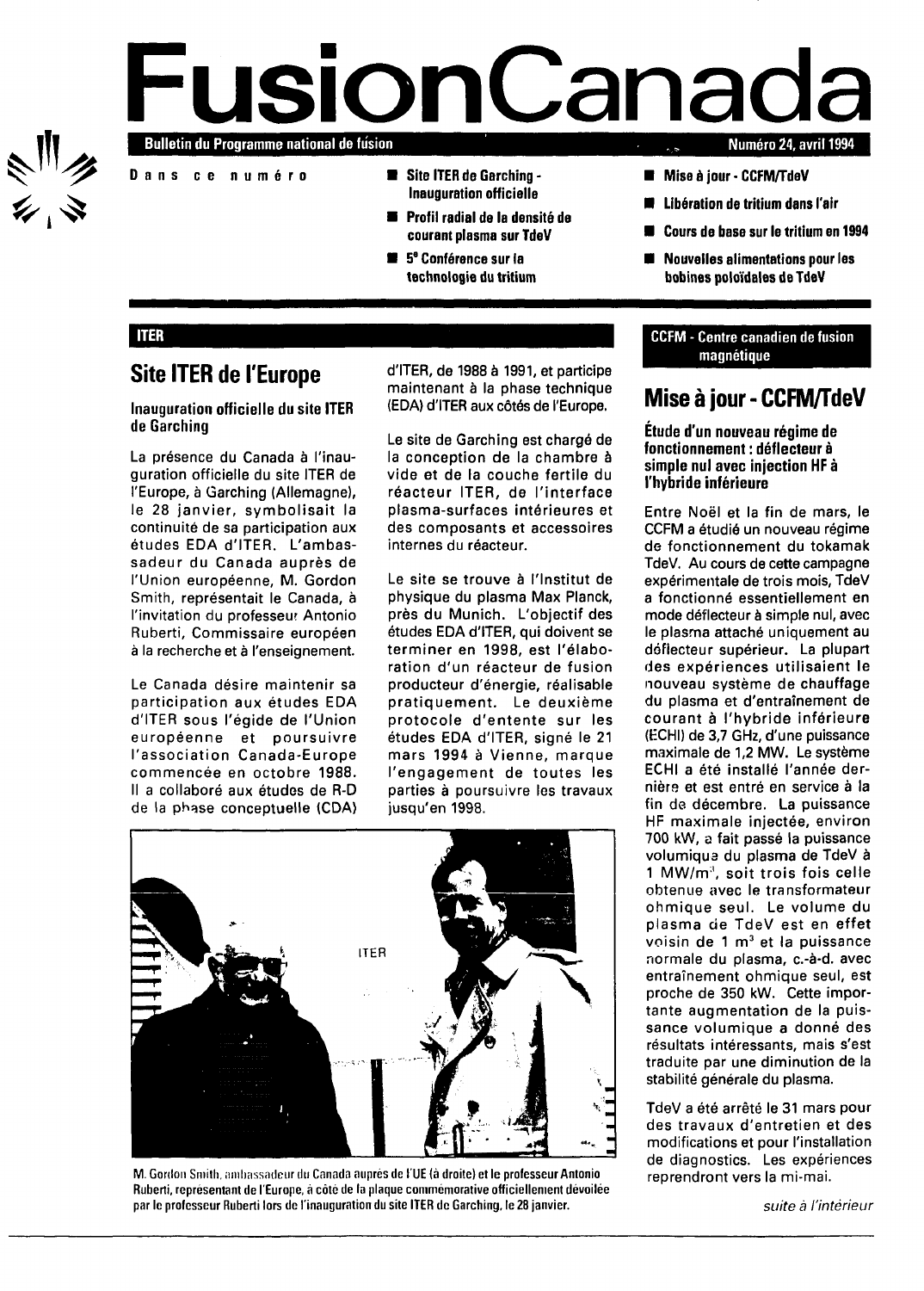# FusionCanada

**Bulletin du Programme national de fusion** — **Numéro 24, avril 1994**

**Dans ce numéro**

- Site ITER de Garching - Inauguration officielle
- Profil radial de la densité de courant plasma sur TdeV
- 5e Conférence sur la technologie du tritium
- Mise à jour - CCFM/TdeV
- Libération de tritium dans l'air
- Cours de base sur le tritium en 1994
- Nouvelles alimentations pour les bobines poloïdales de TdeV

**ITER**

## Site ITER de l'Europe

### Inauguration officielle du site ITER de Garching

La présence du Canada à l'inauguration officielle du site ITER de l'Europe, à Garching (Allemagne), le 28 janvier, symbolisait la continuité de sa participation aux études EDA d'ITER. L'ambassadeur du Canada auprès de l'Union européenne, M. Gordon Smith, représentait le Canada, à l'invitation du professeur Antonio Ruberti, Commissaire européen à la recherche et à l'enseignement.

Le Canada désire maintenir sa participation aux études EDA d'ITER sous l'égide de l'Union européenne et poursuivre l'association Canada-Europe commencée en octobre 1988. Il a collaboré aux études de R-D de la phase conceptuelle (CDA) d'ITER, de 1988 à 1991, et participe maintenant à la phase technique (EDA) d'ITER aux côtés de l'Europe.

Le site de Garching est chargé de la conception de la chambre à vide et de la couche fertile du réacteur ITER, de l'interface plasma-surfaces intérieures et des composants et accessoires internes du réacteur.

Le site se trouve à l'Institut de physique du plasma Max Planck, près du Munich. L'objectif des études EDA d'ITER, qui doivent se terminer en 1998, est l'élaboration d'un réacteur de fusion producteur d'énergie, réalisable pratiquement. Le deuxième protocole d'entente sur les études EDA d'ITER, signé le 21 mars 1994 à Vienne, marque l'engagement de toutes les parties à poursuivre les travaux jusqu'en 1998.

M. Gordon Smith, ambassadeur du Canada auprès de l'UE (à droite) et le professeur Antonio Ruberti, représentant de l'Europe, à côté de la plaque commémorative officiellement dévoilée par le professeur Ruberti lors de l'inauguration du site ITER de Garching, le 28 janvier.

**CCFM - Centre canadien de fusion magnétique**

## Mise à jour - CCFM/TdeV

### Étude d'un nouveau régime de fonctionnement : déflecteur à simple nul avec injection HF à l'hybride inférieure

Entre Noël et la fin de mars, le CCFM a étudié un nouveau régime de fonctionnement du tokamak TdeV. Au cours de cette campagne expérimentale de trois mois, TdeV a fonctionné essentiellement en mode déflecteur à simple nul, avec le plasma attaché uniquement au déflecteur supérieur. La plupart des expériences utilisaient le nouveau système de chauffage du plasma et d'entraînement de courant à l'hybride inférieure (ECHI) de 3,7 GHz, d'une puissance maximale de 1,2 MW. Le système ECHI a été installé l'année dernière et est entré en service à la fin de décembre. La puissance HF maximale injectée, environ 700 kW, a fait passé la puissance volumique du plasma de TdeV à 1 MW/m$^3$, soit trois fois celle obtenue avec le transformateur ohmique seul. Le volume du plasma de TdeV est en effet voisin de 1 m$^3$ et la puissance normale du plasma, c.-à-d. avec entraînement ohmique seul, est proche de 350 kW. Cette importante augmentation de la puissance volumique a donné des résultats intéressants, mais s'est traduite par une diminution de la stabilité générale du plasma.

TdeV a été arrêté le 31 mars pour des travaux d'entretien et des modifications et pour l'installation de diagnostics. Les expériences reprendront vers la mi-mai.

*suite à l'intérieur*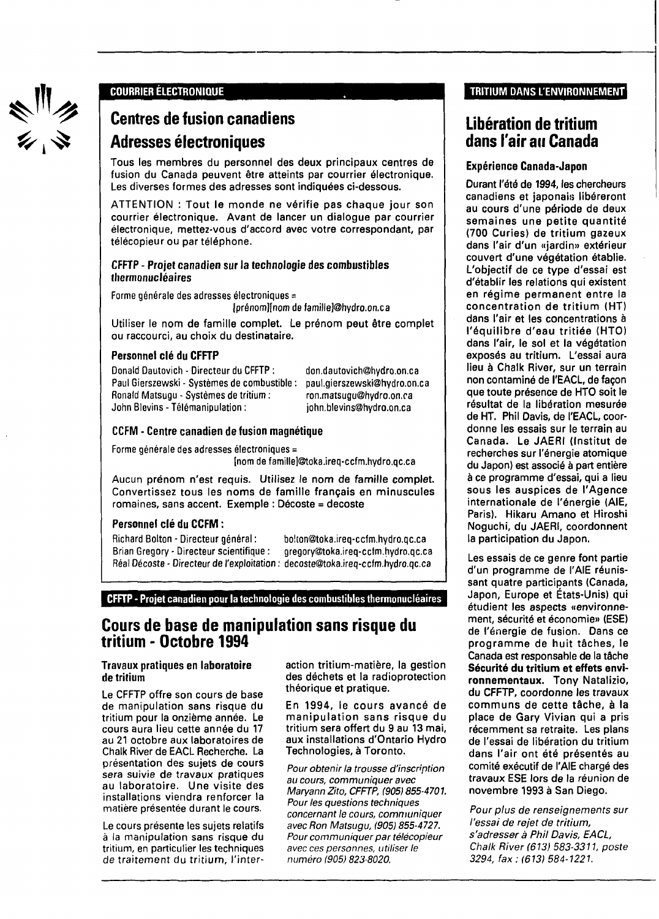COURRIER ÉLECTRONIQUE

## Centres de fusion canadiens Adresses électroniques

Tous les membres du personnel des deux principaux centres de fusion du Canada peuvent être atteints par courrier électronique. Les diverses formes des adresses sont indiquées ci-dessous.

ATTENTION : Tout le monde ne vérifie pas chaque jour son courrier électronique. Avant de lancer un dialogue par courrier électronique, mettez-vous d'accord avec votre correspondant, par télécopieur ou par téléphone.

### CFFTP - Projet canadien sur la technologie des combustibles thermonucléaires

Forme générale des adresses électroniques = [prénom][nom de famille]@hydro.on.ca

Utiliser le nom de famille complet. Le prénom peut être complet ou raccourci, au choix du destinataire.

#### Personnel clé du CFFTP

Donald Dautovich - Directeur du CFFTP : don.dautovich@hydro.on.ca
Paul Gierszewski - Systèmes de combustible : paul.gierszewski@hydro.on.ca
Ronald Matsugu - Systèmes de tritium : ron.matsugu@hydro.on.ca
John Blevins - Télémanipulation : john.blevins@hydro.on.ca

### CCFM - Centre canadien de fusion magnétique

Forme générale des adresses électroniques = [nom de famille]@toka.ireq-ccfm.hydro.qc.ca

Aucun prénom n'est requis. Utilisez le nom de famille complet. Convertissez tous les noms de famille français en minuscules romaines, sans accent. Exemple : Décoste = decoste

#### Personnel clé du CCFM :

Richard Bolton - Directeur général : bolton@toka.ireq-ccfm.hydro.qc.ca
Brian Gregory - Directeur scientifique : gregory@toka.ireq-ccfm.hydro.qc.ca
Réal Décoste - Directeur de l'exploitation : decoste@toka.ireq-ccfm.hydro.qc.ca

CFFTP - Projet canadien pour la technologie des combustibles thermonucléaires

## Cours de base de manipulation sans risque du tritium - Octobre 1994

### Travaux pratiques en laboratoire de tritium

Le CFFTP offre son cours de base de manipulation sans risque du tritium pour la onzième année. Le cours aura lieu cette année du 17 au 21 octobre aux laboratoires de Chalk River de EACL Recherche. La présentation des sujets de cours sera suivie de travaux pratiques au laboratoire. Une visite des installations viendra renforcer la matière présentée durant le cours.

Le cours présente les sujets relatifs à la manipulation sans risque du tritium, en particulier les techniques de traitement du tritium, l'interaction tritium-matière, la gestion des déchets et la radioprotection théorique et pratique.

En 1994, le cours avancé de manipulation sans risque du tritium sera offert du 9 au 13 mai, aux installations d'Ontario Hydro Technologies, à Toronto.

*Pour obtenir la trousse d'inscription au cours, communiquer avec Maryann Zito, CFFTP, (905) 855-4701. Pour les questions techniques concernant le cours, communiquer avec Ron Matsugu, (905) 855-4727. Pour communiquer par télécopieur avec ces personnes, utiliser le numéro (905) 823-8020.*

TRITIUM DANS L'ENVIRONNEMENT

## Libération de tritium dans l'air au Canada

### Expérience Canada-Japon

Durant l'été de 1994, les chercheurs canadiens et japonais libéreront au cours d'une période de deux semaines une petite quantité (700 Curies) de tritium gazeux dans l'air d'un «jardin» extérieur couvert d'une végétation établie. L'objectif de ce type d'essai est d'établir les relations qui existent en régime permanent entre la concentration de tritium (HT) dans l'air et les concentrations à l'équilibre d'eau tritiée (HTO) dans l'air, le sol et la végétation exposés au tritium. L'essai aura lieu à Chalk River, sur un terrain non contaminé de l'EACL, de façon que toute présence de HTO soit le résultat de la libération mesurée de HT. Phil Davis, de l'EACL, coordonne les essais sur le terrain au Canada. Le JAERI (Institut de recherches sur l'énergie atomique du Japon) est associé à part entière à ce programme d'essai, qui a lieu sous les auspices de l'Agence internationale de l'énergie (AIE, Paris). Hikaru Amano et Hiroshi Noguchi, du JAERI, coordonnent la participation du Japon.

Les essais de ce genre font partie d'un programme de l'AIE réunissant quatre participants (Canada, Japon, Europe et États-Unis) qui étudient les aspects «environnement, sécurité et économie» (ESE) de l'énergie de fusion. Dans ce programme de huit tâches, le Canada est responsable de la tâche **Sécurité du tritium et effets environnementaux.** Tony Natalizio, du CFFTP, coordonne les travaux communs de cette tâche, à la place de Gary Vivian qui a pris récemment sa retraite. Les plans de l'essai de libération du tritium dans l'air ont été présentés au comité exécutif de l'AIE chargé des travaux ESE lors de la réunion de novembre 1993 à San Diego.

*Pour plus de renseignements sur l'essai de rejet de tritium, s'adresser à Phil Davis, EACL, Chalk River (613) 583-3311, poste 3294, fax : (613) 584-1221.*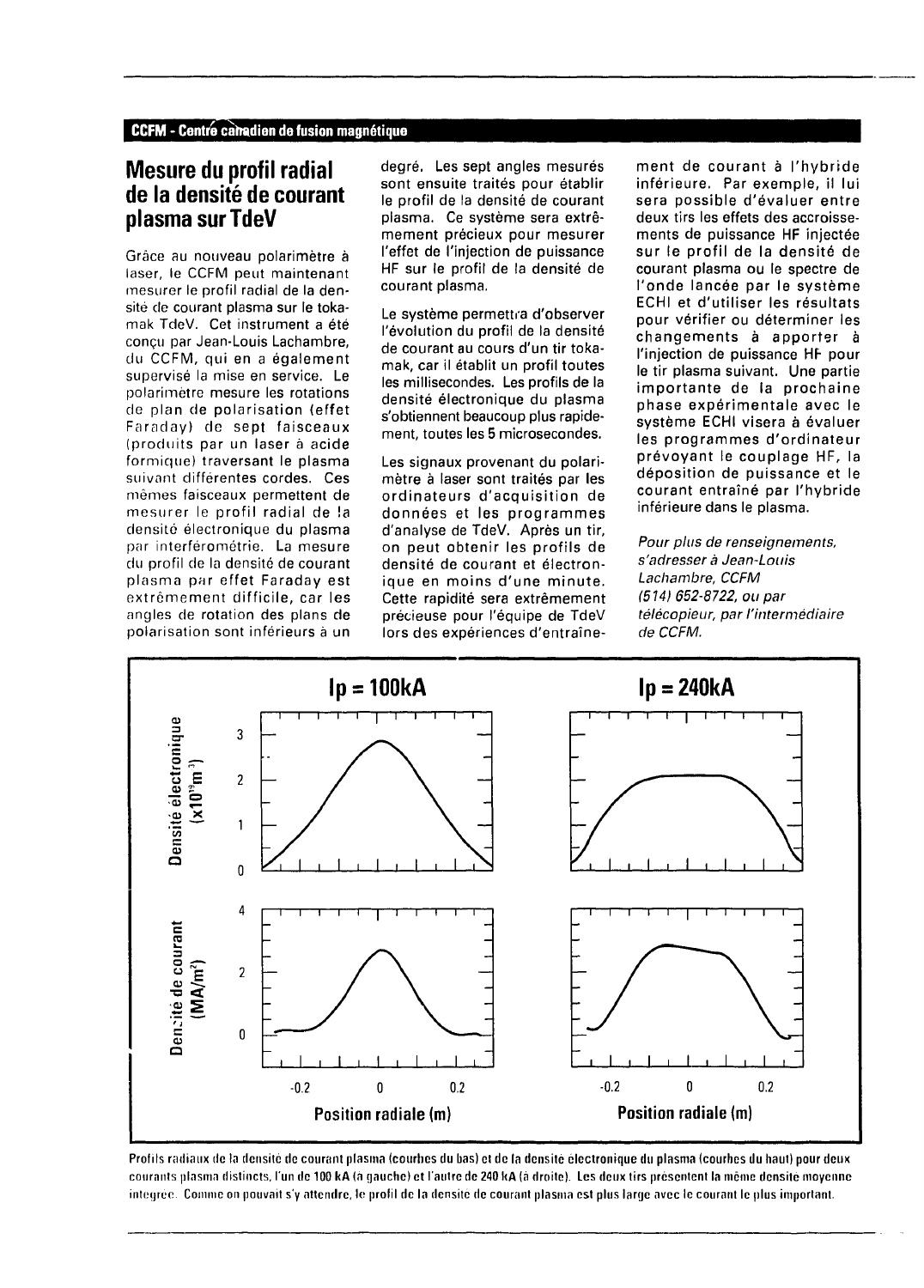**CCFM - Centre canadien de fusion magnétique**

## Mesure du profil radial de la densité de courant plasma sur TdeV

Grâce au nouveau polarimètre à laser, le CCFM peut maintenant mesurer le profil radial de la densité de courant plasma sur le tokamak TdeV. Cet instrument a été conçu par Jean-Louis Lachambre, du CCFM, qui en a également supervisé la mise en service. Le polarimètre mesure les rotations de plan de polarisation (effet Faraday) de sept faisceaux (produits par un laser à acide formique) traversant le plasma suivant différentes cordes. Ces mêmes faisceaux permettent de mesurer le profil radial de la densité électronique du plasma par interférométrie. La mesure du profil de la densité de courant plasma par effet Faraday est extrêmement difficile, car les angles de rotation des plans de polarisation sont inférieurs à un degré. Les sept angles mesurés sont ensuite traités pour établir le profil de la densité de courant plasma. Ce système sera extrêmement précieux pour mesurer l'effet de l'injection de puissance HF sur le profil de la densité de courant plasma.

Le système permettra d'observer l'évolution du profil de la densité de courant au cours d'un tir tokamak, car il établit un profil toutes les millisecondes. Les profils de la densité électronique du plasma s'obtiennent beaucoup plus rapidement, toutes les 5 microsecondes.

Les signaux provenant du polarimètre à laser sont traités par les ordinateurs d'acquisition de données et les programmes d'analyse de TdeV. Après un tir, on peut obtenir les profils de densité de courant et électronique en moins d'une minute. Cette rapidité sera extrêmement précieuse pour l'équipe de TdeV lors des expériences d'entraînement de courant à l'hybride inférieure. Par exemple, il lui sera possible d'évaluer entre deux tirs les effets des accroissements de puissance HF injectée sur le profil de la densité de courant plasma ou le spectre de l'onde lancée par le système ECHI et d'utiliser les résultats pour vérifier ou déterminer les changements à apporter à l'injection de puissance HF pour le tir plasma suivant. Une partie importante de la prochaine phase expérimentale avec le système ECHI visera à évaluer les programmes d'ordinateur prévoyant le couplage HF, la déposition de puissance et le courant entraîné par l'hybride inférieure dans le plasma.

*Pour plus de renseignements, s'adresser à Jean-Louis Lachambre, CCFM (514) 652-8722, ou par télécopieur, par l'intermédiaire de CCFM.*

Profils radiaux de la densité de courant plasma (courbes du bas) et de la densité électronique du plasma (courbes du haut) pour deux courants plasma distincts, l'un de 100 kA (à gauche) et l'autre de 240 kA (à droite). Les deux tirs présentent la même densité moyenne intégrée. Comme on pouvait s'y attendre, le profil de la densité de courant plasma est plus large avec le courant le plus important.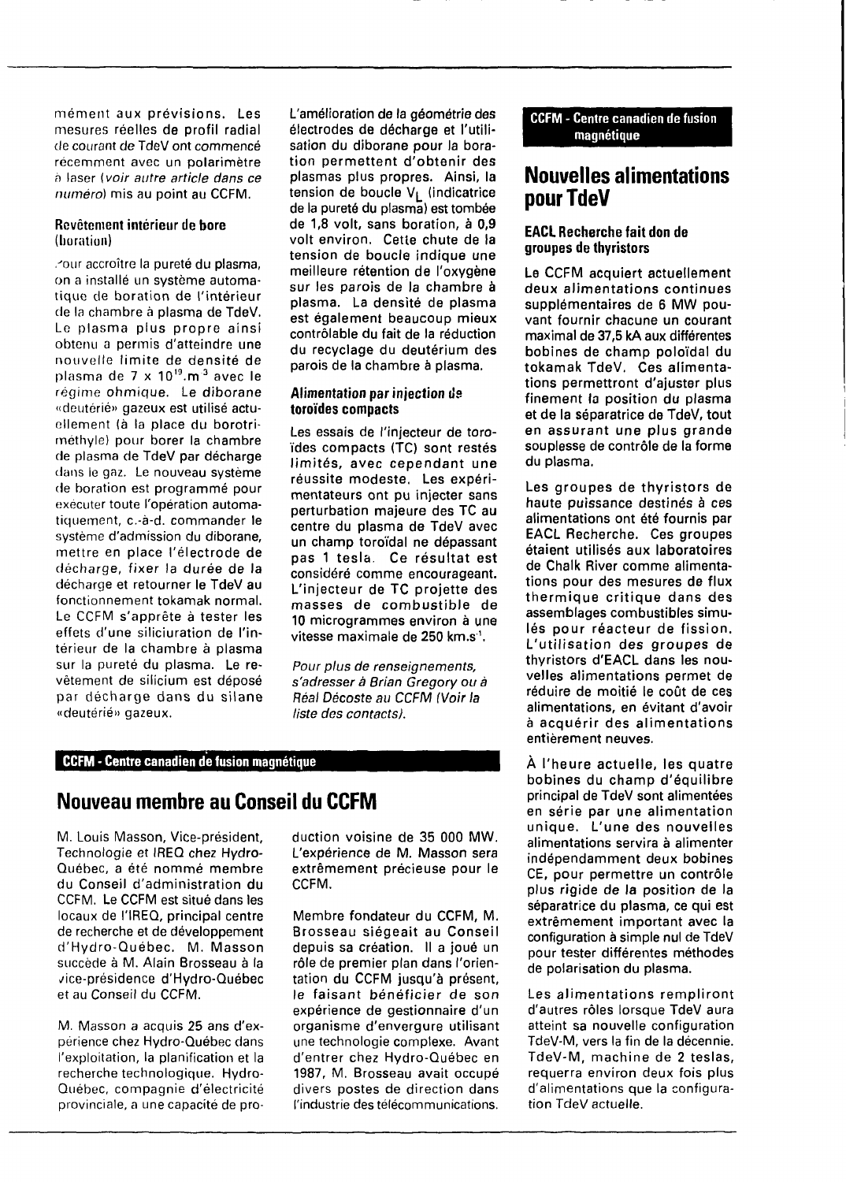mément aux prévisions. Les mesures réelles de profil radial de courant de TdeV ont commencé récemment avec un polarimètre à laser (*voir autre article dans ce numéro*) mis au point au CCFM.

**Revêtement intérieur de bore (boration)**

Pour accroître la pureté du plasma, on a installé un système automatique de boration de l'intérieur de la chambre à plasma de TdeV. Le plasma plus propre ainsi obtenu a permis d'atteindre une nouvelle limite de densité de plasma de $7 \times 10^{19}.m^{-3}$ avec le régime ohmique. Le diborane «deutérié» gazeux est utilisé actuellement (à la place du borotriméthyle) pour borer la chambre de plasma de TdeV par décharge dans le gaz. Le nouveau système de boration est programmé pour exécuter toute l'opération automatiquement, c.-à-d. commander le système d'admission du diborane, mettre en place l'électrode de décharge, fixer la durée de la décharge et retourner le TdeV au fonctionnement tokamak normal. Le CCFM s'apprête à tester les effets d'une siliciuration de l'intérieur de la chambre à plasma sur la pureté du plasma. Le revêtement de silicium est déposé par décharge dans du silane «deutérié» gazeux.

L'amélioration de la géométrie des électrodes de décharge et l'utilisation du diborane pour la boration permettent d'obtenir des plasmas plus propres. Ainsi, la tension de boucle $V_L$ (indicatrice de la pureté du plasma) est tombée de 1,8 volt, sans boration, à 0,9 volt environ. Cette chute de la tension de boucle indique une meilleure rétention de l'oxygène sur les parois de la chambre à plasma. La densité de plasma est également beaucoup mieux contrôlable du fait de la réduction du recyclage du deutérium des parois de la chambre à plasma.

**Alimentation par injection de toroïdes compacts**

Les essais de l'injecteur de toroïdes compacts (TC) sont restés limités, avec cependant une réussite modeste. Les expérimentateurs ont pu injecter sans perturbation majeure des TC au centre du plasma de TdeV avec un champ toroïdal ne dépassant pas 1 tesla. Ce résultat est considéré comme encourageant. L'injecteur de TC projette des masses de combustible de 10 microgrammes environ à une vitesse maximale de 250 $km.s^{-1}$.

*Pour plus de renseignements, s'adresser à Brian Gregory ou à Réal Décoste au CCFM (Voir la liste des contacts).*

**CCFM - Centre canadien de fusion magnétique**

# Nouveau membre au Conseil du CCFM

M. Louis Masson, Vice-président, Technologie et IREQ chez Hydro-Québec, a été nommé membre du Conseil d'administration du CCFM. Le CCFM est situé dans les locaux de l'IREQ, principal centre de recherche et de développement d'Hydro-Québec. M. Masson succède à M. Alain Brosseau à la vice-présidence d'Hydro-Québec et au Conseil du CCFM.

M. Masson a acquis 25 ans d'expérience chez Hydro-Québec dans l'exploitation, la planification et la recherche technologique. Hydro-Québec, compagnie d'électricité provinciale, a une capacité de production voisine de 35 000 MW. L'expérience de M. Masson sera extrêmement précieuse pour le CCFM.

Membre fondateur du CCFM, M. Brosseau siégeait au Conseil depuis sa création. Il a joué un rôle de premier plan dans l'orientation du CCFM jusqu'à présent, le faisant bénéficier de son expérience de gestionnaire d'un organisme d'envergure utilisant une technologie complexe. Avant d'entrer chez Hydro-Québec en 1987, M. Brosseau avait occupé divers postes de direction dans l'industrie des télécommunications.

**CCFM - Centre canadien de fusion magnétique**

# Nouvelles alimentations pour TdeV

**EACL Recherche fait don de groupes de thyristors**

Le CCFM acquiert actuellement deux alimentations continues supplémentaires de 6 MW pouvant fournir chacune un courant maximal de 37,5 kA aux différentes bobines de champ poloïdal du tokamak TdeV. Ces alimentations permettront d'ajuster plus finement la position du plasma et de la séparatrice de TdeV, tout en assurant une plus grande souplesse de contrôle de la forme du plasma.

Les groupes de thyristors de haute puissance destinés à ces alimentations ont été fournis par EACL Recherche. Ces groupes étaient utilisés aux laboratoires de Chalk River comme alimentations pour des mesures de flux thermique critique dans des assemblages combustibles simulés pour réacteur de fission. L'utilisation des groupes de thyristors d'EACL dans les nouvelles alimentations permet de réduire de moitié le coût de ces alimentations, en évitant d'avoir à acquérir des alimentations entièrement neuves.

À l'heure actuelle, les quatre bobines du champ d'équilibre principal de TdeV sont alimentées en série par une alimentation unique. L'une des nouvelles alimentations servira à alimenter indépendamment deux bobines CE, pour permettre un contrôle plus rigide de la position de la séparatrice du plasma, ce qui est extrêmement important avec la configuration à simple nul de TdeV pour tester différentes méthodes de polarisation du plasma.

Les alimentations rempliront d'autres rôles lorsque TdeV aura atteint sa nouvelle configuration TdeV-M, vers la fin de la décennie. TdeV-M, machine de 2 teslas, requerra environ deux fois plus d'alimentations que la configuration TdeV actuelle.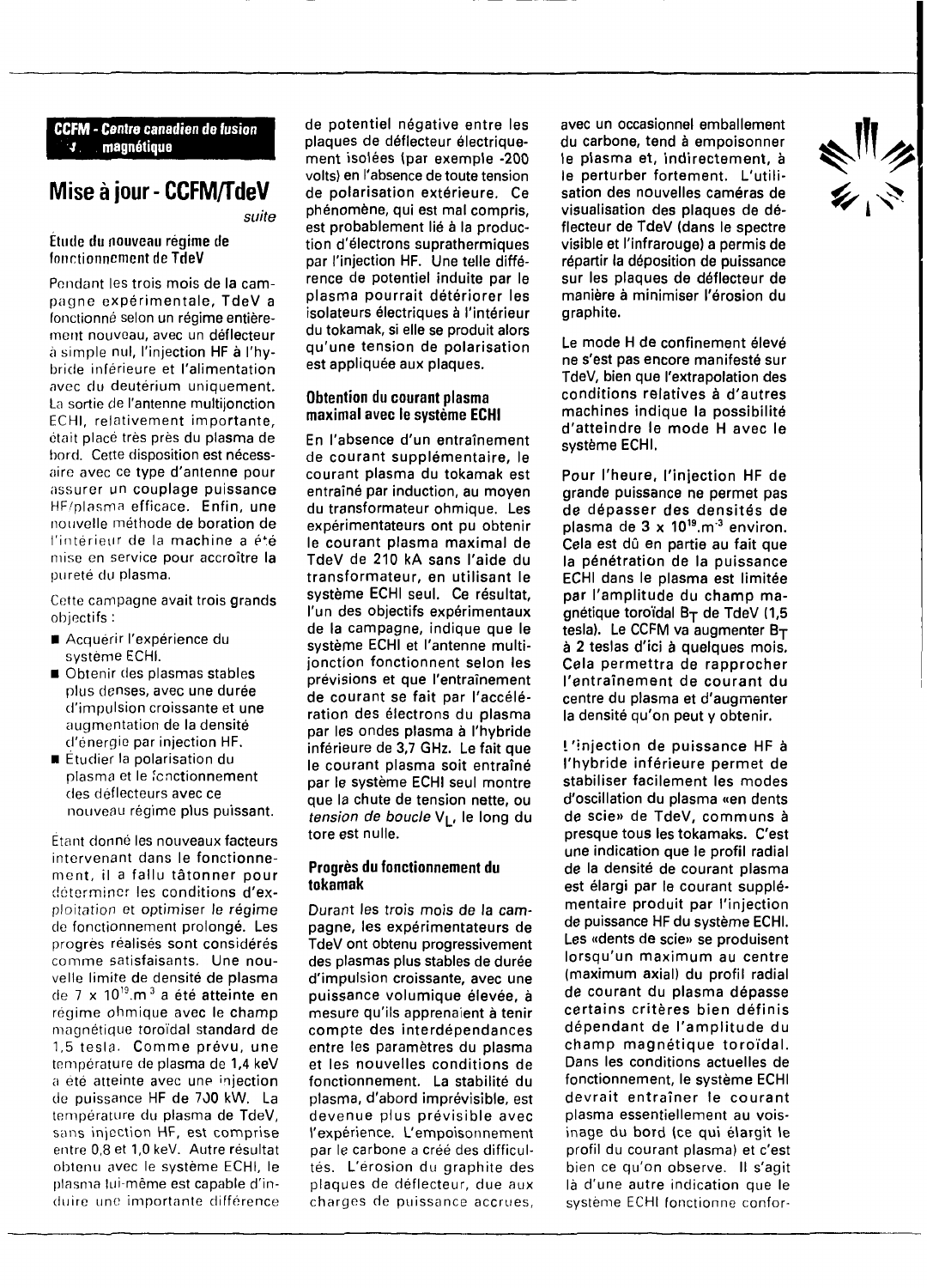**CCFM - Centre canadien de fusion magnétique**

# Mise à jour - CCFM/TdeV

*suite*

### Étude du nouveau régime de fonctionnement de TdeV

Pendant les trois mois de la campagne expérimentale, TdeV a fonctionné selon un régime entièrement nouveau, avec un déflecteur à simple nul, l'injection HF à l'hybride inférieure et l'alimentation avec du deutérium uniquement. La sortie de l'antenne multijonction ECHI, relativement importante, était placé très près du plasma de bord. Cette disposition est nécessaire avec ce type d'antenne pour assurer un couplage puissance HF/plasma efficace. Enfin, une nouvelle méthode de boration de l'intérieur de la machine a été mise en service pour accroître la pureté du plasma.

Cette campagne avait trois grands objectifs :

- Acquérir l'expérience du système ECHI.
- Obtenir des plasmas stables plus denses, avec une durée d'impulsion croissante et une augmentation de la densité d'énergie par injection HF.
- Étudier la polarisation du plasma et le fonctionnement des déflecteurs avec ce nouveau régime plus puissant.

Étant donné les nouveaux facteurs intervenant dans le fonctionnement, il a fallu tâtonner pour déterminer les conditions d'exploitation et optimiser le régime de fonctionnement prolongé. Les progrès réalisés sont considérés comme satisfaisants. Une nouvelle limite de densité de plasma de 7 x $10^{19}$.m$^{-3}$ a été atteinte en régime ohmique avec le champ magnétique toroïdal standard de 1,5 tesla. Comme prévu, une température de plasma de 1,4 keV a été atteinte avec une injection de puissance HF de 700 kW. La température du plasma de TdeV, sans injection HF, est comprise entre 0,8 et 1,0 keV. Autre résultat obtenu avec le système ECHI, le plasma lui-même est capable d'induire une importante différence de potentiel négative entre les plaques de déflecteur électriquement isolées (par exemple -200 volts) en l'absence de toute tension de polarisation extérieure. Ce phénomène, qui est mal compris, est probablement lié à la production d'électrons suprathermiques par l'injection HF. Une telle différence de potentiel induite par le plasma pourrait détériorer les isolateurs électriques à l'intérieur du tokamak, si elle se produit alors qu'une tension de polarisation est appliquée aux plaques.

### Obtention du courant plasma maximal avec le système ECHI

En l'absence d'un entraînement de courant supplémentaire, le courant plasma du tokamak est entraîné par induction, au moyen du transformateur ohmique. Les expérimentateurs ont pu obtenir le courant plasma maximal de TdeV de 210 kA sans l'aide du transformateur, en utilisant le système ECHI seul. Ce résultat, l'un des objectifs expérimentaux de la campagne, indique que le système ECHI et l'antenne multijonction fonctionnent selon les prévisions et que l'entraînement de courant se fait par l'accélération des électrons du plasma par les ondes plasma à l'hybride inférieure de 3,7 GHz. Le fait que le courant plasma soit entraîné par le système ECHI seul montre que la chute de tension nette, ou *tension de boucle* $V_L$, le long du tore est nulle.

### Progrès du fonctionnement du tokamak

Durant les trois mois de la campagne, les expérimentateurs de TdeV ont obtenu progressivement des plasmas plus stables de durée d'impulsion croissante, avec une puissance volumique élevée, à mesure qu'ils apprenaient à tenir compte des interdépendances entre les paramètres du plasma et les nouvelles conditions de fonctionnement. La stabilité du plasma, d'abord imprévisible, est devenue plus prévisible avec l'expérience. L'empoisonnement par le carbone a créé des difficultés. L'érosion du graphite des plaques de déflecteur, due aux charges de puissance accrues, avec un occasionnel emballement du carbone, tend à empoisonner le plasma et, indirectement, à le perturber fortement. L'utilisation des nouvelles caméras de visualisation des plaques de déflecteur de TdeV (dans le spectre visible et l'infrarouge) a permis de répartir la déposition de puissance sur les plaques de déflecteur de manière à minimiser l'érosion du graphite.

Le mode H de confinement élevé ne s'est pas encore manifesté sur TdeV, bien que l'extrapolation des conditions relatives à d'autres machines indique la possibilité d'atteindre le mode H avec le système ECHI.

Pour l'heure, l'injection HF de grande puissance ne permet pas de dépasser des densités de plasma de 3 x $10^{19}$.m$^{-3}$ environ. Cela est dû en partie au fait que la pénétration de la puissance ECHI dans le plasma est limitée par l'amplitude du champ magnétique toroïdal $B_T$ de TdeV (1,5 tesla). Le CCFM va augmenter $B_T$ à 2 teslas d'ici à quelques mois. Cela permettra de rapprocher l'entraînement de courant du centre du plasma et d'augmenter la densité qu'on peut y obtenir.

L'injection de puissance HF à l'hybride inférieure permet de stabiliser facilement les modes d'oscillation du plasma «en dents de scie» de TdeV, communs à presque tous les tokamaks. C'est une indication que le profil radial de la densité de courant plasma est élargi par le courant supplémentaire produit par l'injection de puissance HF du système ECHI. Les «dents de scie» se produisent lorsqu'un maximum au centre (maximum axial) du profil radial de courant du plasma dépasse certains critères bien définis dépendant de l'amplitude du champ magnétique toroïdal. Dans les conditions actuelles de fonctionnement, le système ECHI devrait entraîner le courant plasma essentiellement au voisinage du bord (ce qui élargit le profil du courant plasma) et c'est bien ce qu'on observe. Il s'agit là d'une autre indication que le système ECHI fonctionne confor-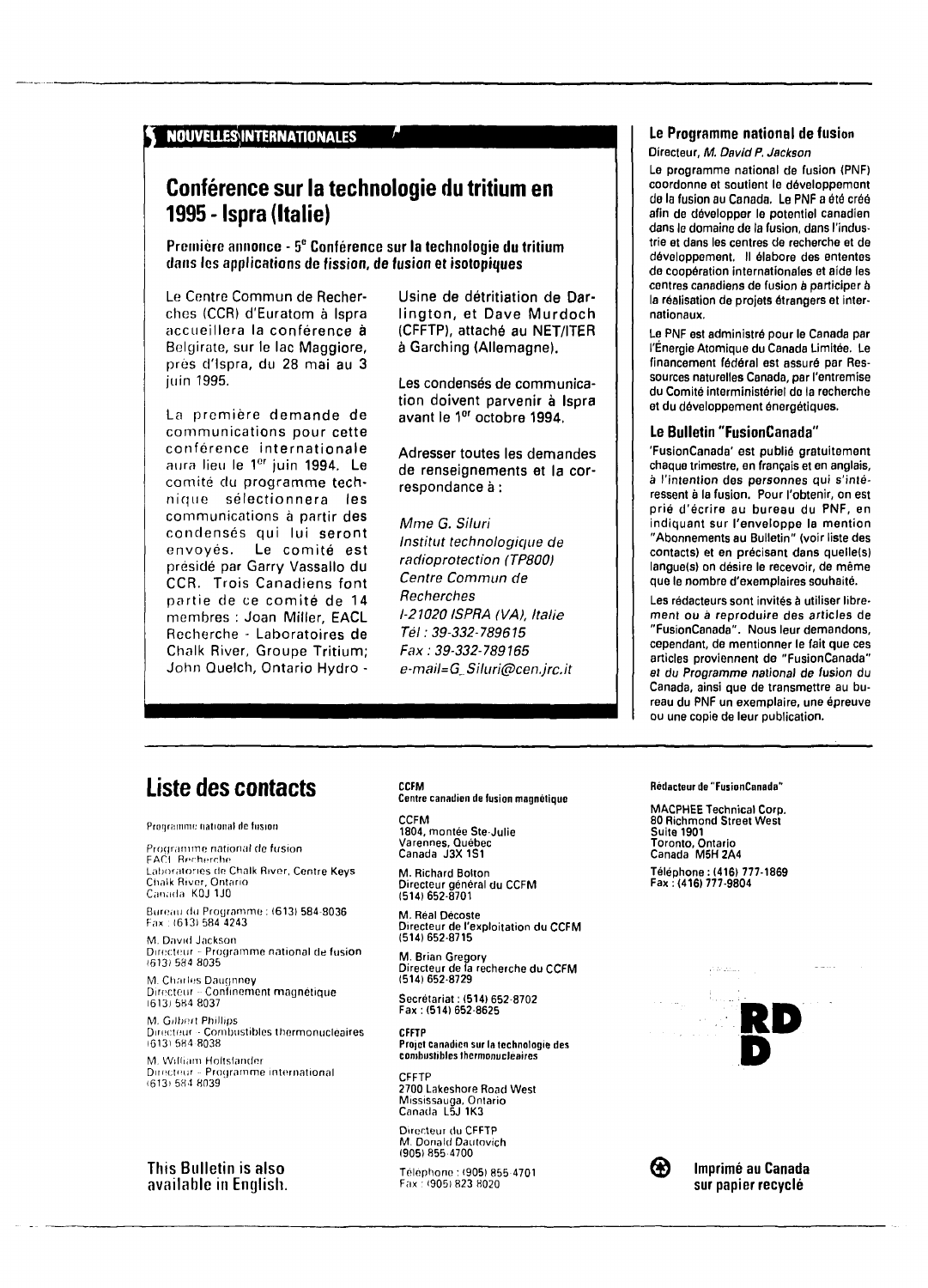NOUVELLES INTERNATIONALES

## Conférence sur la technologie du tritium en 1995 - Ispra (Italie)

**Première annonce - 5e Conférence sur la technologie du tritium dans les applications de fission, de fusion et isotopiques**

Le Centre Commun de Recherches (CCR) d'Euratom à Ispra accueillera la conférence à Belgirate, sur le lac Maggiore, près d'Ispra, du 28 mai au 3 juin 1995.

La première demande de communications pour cette conférence internationale aura lieu le 1er juin 1994. Le comité du programme technique sélectionnera les communications à partir des condensés qui lui seront envoyés. Le comité est présidé par Garry Vassallo du CCR. Trois Canadiens font partie de ce comité de 14 membres : Joan Miller, EACL Recherche - Laboratoires de Chalk River, Groupe Tritium; John Quelch, Ontario Hydro - Usine de détritiation de Darlington, et Dave Murdoch (CFFTP), attaché au NET/ITER à Garching (Allemagne).

Les condensés de communication doivent parvenir à Ispra avant le 1er octobre 1994.

Adresser toutes les demandes de renseignements et la correspondance à :

*Mme G. Siluri*
*Institut technologique de radioprotection (TP800)*
*Centre Commun de Recherches*
*I-21020 ISPRA (VA), Italie*
*Tél : 39-332-789615*
*Fax : 39-332-789165*
*e-mail=G_Siluri@cen.jrc.it*

### Le Programme national de fusion

Directeur, *M. David P. Jackson*

Le programme national de fusion (PNF) coordonne et soutient le développement de la fusion au Canada. Le PNF a été créé afin de développer le potentiel canadien dans le domaine de la fusion, dans l'industrie et dans les centres de recherche et de développement. Il élabore des ententes de coopération internationales et aide les centres canadiens de fusion à participer à la réalisation de projets étrangers et internationaux.

Le PNF est administré pour le Canada par l'Énergie Atomique du Canada Limitée. Le financement fédéral est assuré par Ressources naturelles Canada, par l'entremise du Comité interministériel de la recherche et du développement énergétiques.

### Le Bulletin "FusionCanada"

'FusionCanada' est publié gratuitement chaque trimestre, en français et en anglais, à l'intention des personnes qui s'intéressent à la fusion. Pour l'obtenir, on est prié d'écrire au bureau du PNF, en indiquant sur l'enveloppe la mention "Abonnements au Bulletin" (voir liste des contacts) et en précisant dans quelle(s) langue(s) on désire le recevoir, de même que le nombre d'exemplaires souhaité.

Les rédacteurs sont invités à utiliser librement ou à reproduire des articles de "FusionCanada". Nous leur demandons, cependant, de mentionner le fait que ces articles proviennent de "FusionCanada" et du *Programme national de fusion* du Canada, ainsi que de transmettre au bureau du PNF un exemplaire, une épreuve ou une copie de leur publication.

## Liste des contacts

**Programme national de fusion**

Programme national de fusion
EACL Recherche
Laboratoires de Chalk River, Centre Keys
Chalk River, Ontario
Canada K0J 1J0

Bureau du Programme : (613) 584-8036
Fax : (613) 584-4243

M. David Jackson
Directeur - Programme national de fusion
(613) 584-8035

M. Charles Daughney
Directeur - Confinement magnétique
(613) 584-8037

M. Gilbert Phillips
Directeur - Combustibles thermonucleaires
(613) 584-8038

M. William Holtslander
Directeur - Programme international
(613) 584-8039

**CCFM**
**Centre canadien de fusion magnétique**

CCFM
1804, montée Ste-Julie
Varennes, Québec
Canada J3X 1S1

M. Richard Bolton
Directeur général du CCFM
(514) 652-8701

M. Réal Décoste
Directeur de l'exploitation du CCFM
(514) 652-8715

M. Brian Gregory
Directeur de la recherche du CCFM
(514) 652-8729

Secrétariat : (514) 652-8702
Fax : (514) 652-8625

**CFFTP**
**Projet canadien sur la technologie des combustibles thermonucleaires**

CFFTP
2700 Lakeshore Road West
Mississauga, Ontario
Canada L5J 1K3

Directeur du CFFTP
M. Donald Dautovich
(905) 855-4700

Téléphone : (905) 855-4701
Fax : (905) 823-8020

**Rédacteur de "FusionCanada"**

MACPHEE Technical Corp.
80 Richmond Street West
Suite 1901
Toronto, Ontario
Canada M5H 2A4

Téléphone : (416) 777-1869
Fax : (416) 777-9804

This Bulletin is also available in English.

Imprimé au Canada sur papier recyclé